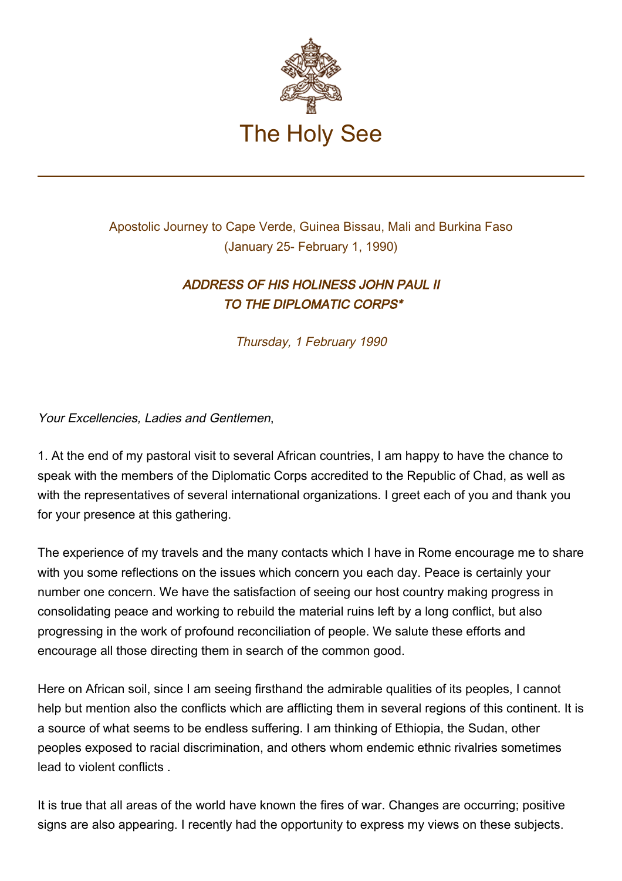The Holy See

Apostolic Journey to Cape Verde, Guinea Bissau, Mali and Burkina Faso
(January 25- February 1, 1990)

## *ADDRESS OF HIS HOLINESS JOHN PAUL II TO THE DIPLOMATIC CORPS**

*Thursday, 1 February 1990*

*Your Excellencies, Ladies and Gentlemen*,

1. At the end of my pastoral visit to several African countries, I am happy to have the chance to speak with the members of the Diplomatic Corps accredited to the Republic of Chad, as well as with the representatives of several international organizations. I greet each of you and thank you for your presence at this gathering.

The experience of my travels and the many contacts which I have in Rome encourage me to share with you some reflections on the issues which concern you each day. Peace is certainly your number one concern. We have the satisfaction of seeing our host country making progress in consolidating peace and working to rebuild the material ruins left by a long conflict, but also progressing in the work of profound reconciliation of people. We salute these efforts and encourage all those directing them in search of the common good.

Here on African soil, since I am seeing firsthand the admirable qualities of its peoples, I cannot help but mention also the conflicts which are afflicting them in several regions of this continent. It is a source of what seems to be endless suffering. I am thinking of Ethiopia, the Sudan, other peoples exposed to racial discrimination, and others whom endemic ethnic rivalries sometimes lead to violent conflicts .

It is true that all areas of the world have known the fires of war. Changes are occurring; positive signs are also appearing. I recently had the opportunity to express my views on these subjects.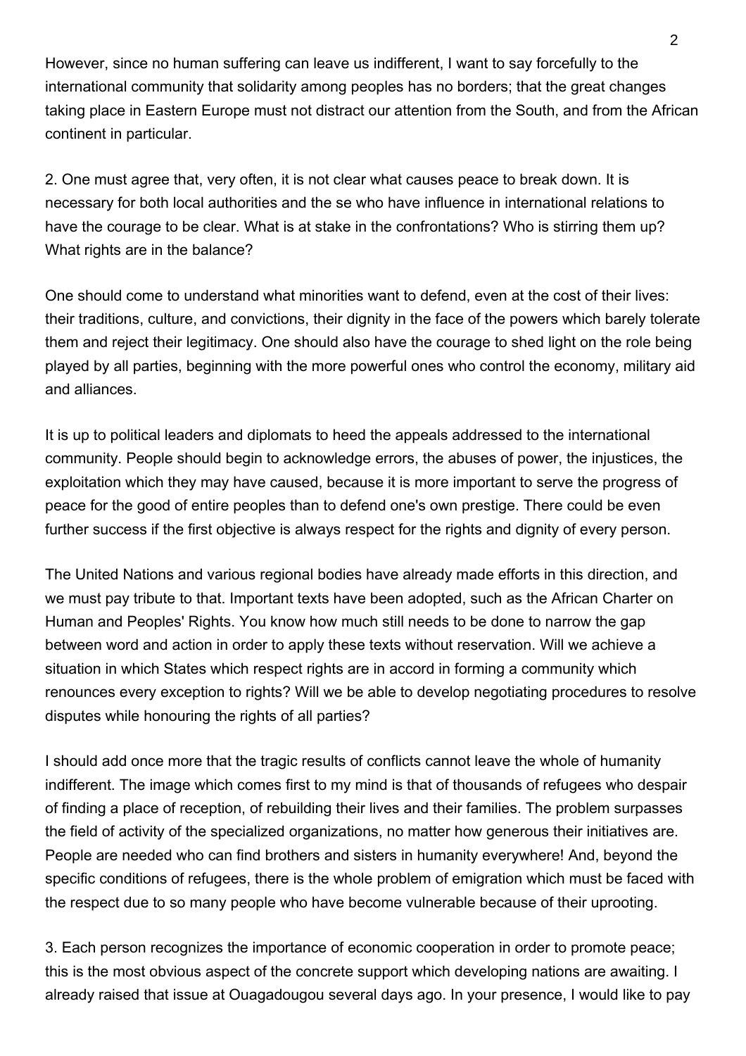However, since no human suffering can leave us indifferent, I want to say forcefully to the international community that solidarity among peoples has no borders; that the great changes taking place in Eastern Europe must not distract our attention from the South, and from the African continent in particular.

2. One must agree that, very often, it is not clear what causes peace to break down. It is necessary for both local authorities and the se who have influence in international relations to have the courage to be clear. What is at stake in the confrontations? Who is stirring them up? What rights are in the balance?

One should come to understand what minorities want to defend, even at the cost of their lives: their traditions, culture, and convictions, their dignity in the face of the powers which barely tolerate them and reject their legitimacy. One should also have the courage to shed light on the role being played by all parties, beginning with the more powerful ones who control the economy, military aid and alliances.

It is up to political leaders and diplomats to heed the appeals addressed to the international community. People should begin to acknowledge errors, the abuses of power, the injustices, the exploitation which they may have caused, because it is more important to serve the progress of peace for the good of entire peoples than to defend one's own prestige. There could be even further success if the first objective is always respect for the rights and dignity of every person.

The United Nations and various regional bodies have already made efforts in this direction, and we must pay tribute to that. Important texts have been adopted, such as the African Charter on Human and Peoples' Rights. You know how much still needs to be done to narrow the gap between word and action in order to apply these texts without reservation. Will we achieve a situation in which States which respect rights are in accord in forming a community which renounces every exception to rights? Will we be able to develop negotiating procedures to resolve disputes while honouring the rights of all parties?

I should add once more that the tragic results of conflicts cannot leave the whole of humanity indifferent. The image which comes first to my mind is that of thousands of refugees who despair of finding a place of reception, of rebuilding their lives and their families. The problem surpasses the field of activity of the specialized organizations, no matter how generous their initiatives are. People are needed who can find brothers and sisters in humanity everywhere! And, beyond the specific conditions of refugees, there is the whole problem of emigration which must be faced with the respect due to so many people who have become vulnerable because of their uprooting.

3. Each person recognizes the importance of economic cooperation in order to promote peace; this is the most obvious aspect of the concrete support which developing nations are awaiting. I already raised that issue at Ouagadougou several days ago. In your presence, I would like to pay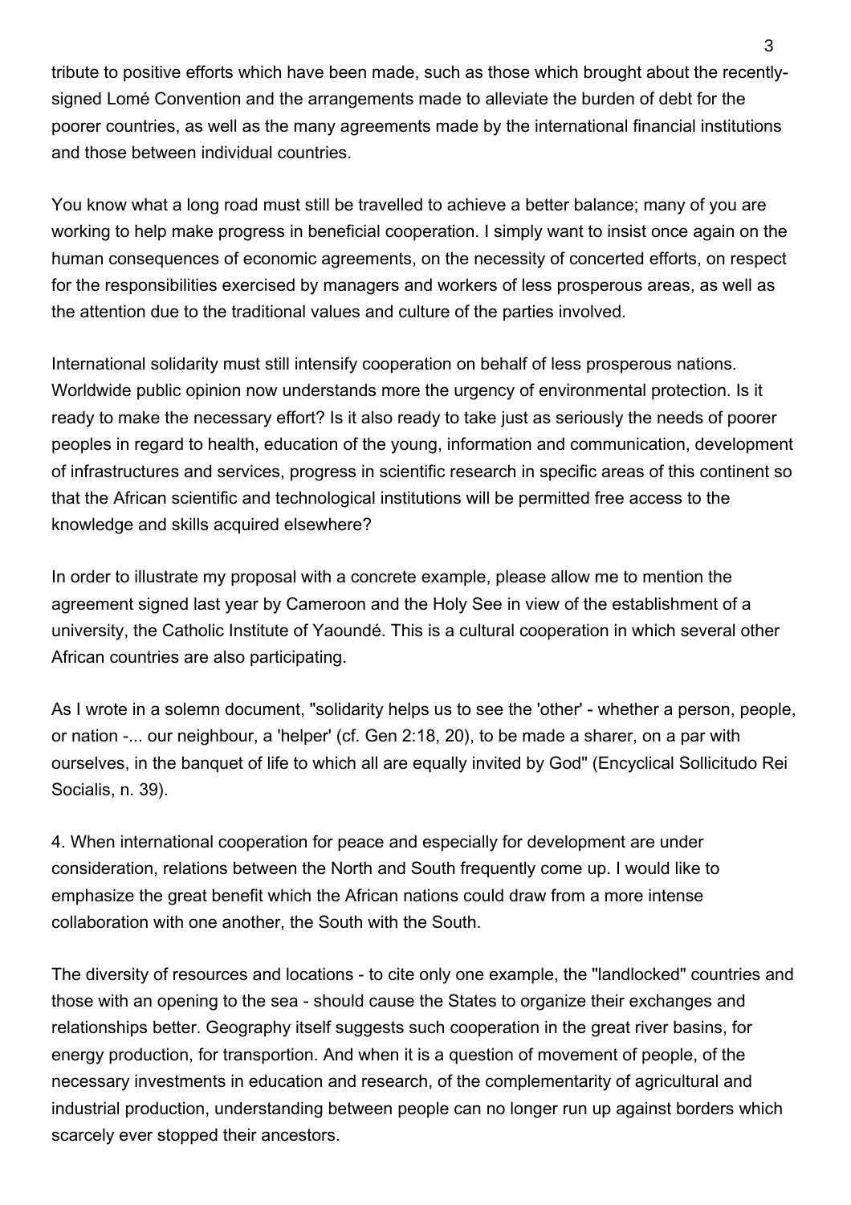tribute to positive efforts which have been made, such as those which brought about the recently-signed Lomé Convention and the arrangements made to alleviate the burden of debt for the poorer countries, as well as the many agreements made by the international financial institutions and those between individual countries.

You know what a long road must still be travelled to achieve a better balance; many of you are working to help make progress in beneficial cooperation. I simply want to insist once again on the human consequences of economic agreements, on the necessity of concerted efforts, on respect for the responsibilities exercised by managers and workers of less prosperous areas, as well as the attention due to the traditional values and culture of the parties involved.

International solidarity must still intensify cooperation on behalf of less prosperous nations. Worldwide public opinion now understands more the urgency of environmental protection. Is it ready to make the necessary effort? Is it also ready to take just as seriously the needs of poorer peoples in regard to health, education of the young, information and communication, development of infrastructures and services, progress in scientific research in specific areas of this continent so that the African scientific and technological institutions will be permitted free access to the knowledge and skills acquired elsewhere?

In order to illustrate my proposal with a concrete example, please allow me to mention the agreement signed last year by Cameroon and the Holy See in view of the establishment of a university, the Catholic Institute of Yaoundé. This is a cultural cooperation in which several other African countries are also participating.

As I wrote in a solemn document, "solidarity helps us to see the 'other' - whether a person, people, or nation -... our neighbour, a 'helper' (cf. Gen 2:18, 20), to be made a sharer, on a par with ourselves, in the banquet of life to which all are equally invited by God" (Encyclical Sollicitudo Rei Socialis, n. 39).

4. When international cooperation for peace and especially for development are under consideration, relations between the North and South frequently come up. I would like to emphasize the great benefit which the African nations could draw from a more intense collaboration with one another, the South with the South.

The diversity of resources and locations - to cite only one example, the "landlocked" countries and those with an opening to the sea - should cause the States to organize their exchanges and relationships better. Geography itself suggests such cooperation in the great river basins, for energy production, for transportion. And when it is a question of movement of people, of the necessary investments in education and research, of the complementarity of agricultural and industrial production, understanding between people can no longer run up against borders which scarcely ever stopped their ancestors.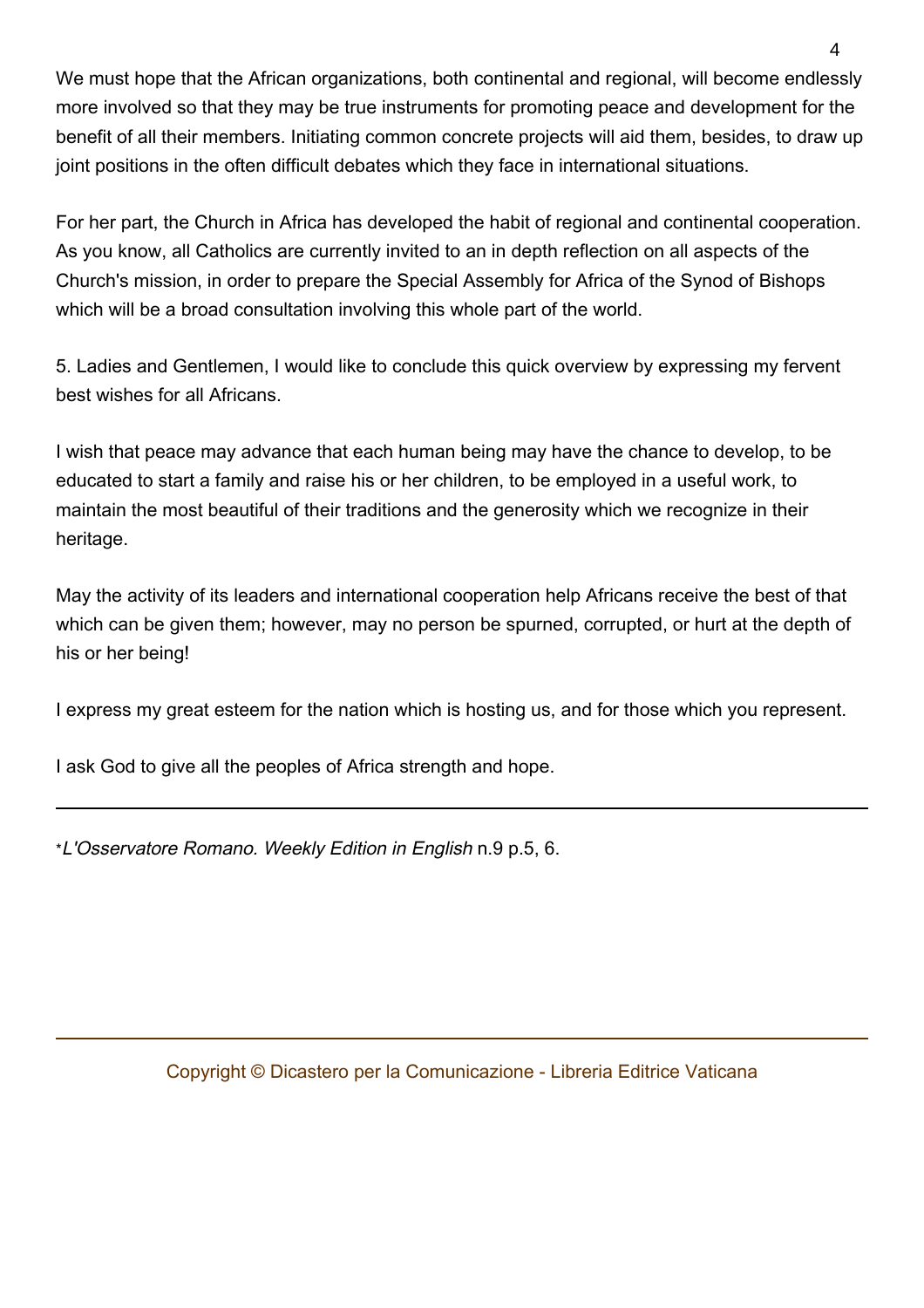We must hope that the African organizations, both continental and regional, will become endlessly more involved so that they may be true instruments for promoting peace and development for the benefit of all their members. Initiating common concrete projects will aid them, besides, to draw up joint positions in the often difficult debates which they face in international situations.

For her part, the Church in Africa has developed the habit of regional and continental cooperation. As you know, all Catholics are currently invited to an in depth reflection on all aspects of the Church's mission, in order to prepare the Special Assembly for Africa of the Synod of Bishops which will be a broad consultation involving this whole part of the world.

5. Ladies and Gentlemen, I would like to conclude this quick overview by expressing my fervent best wishes for all Africans.

I wish that peace may advance that each human being may have the chance to develop, to be educated to start a family and raise his or her children, to be employed in a useful work, to maintain the most beautiful of their traditions and the generosity which we recognize in their heritage.

May the activity of its leaders and international cooperation help Africans receive the best of that which can be given them; however, may no person be spurned, corrupted, or hurt at the depth of his or her being!

I express my great esteem for the nation which is hosting us, and for those which you represent.

I ask God to give all the peoples of Africa strength and hope.

---

*\**L'Osservatore Romano. Weekly Edition in English* n.9 p.5, 6.

---

Copyright © Dicastero per la Comunicazione - Libreria Editrice Vaticana